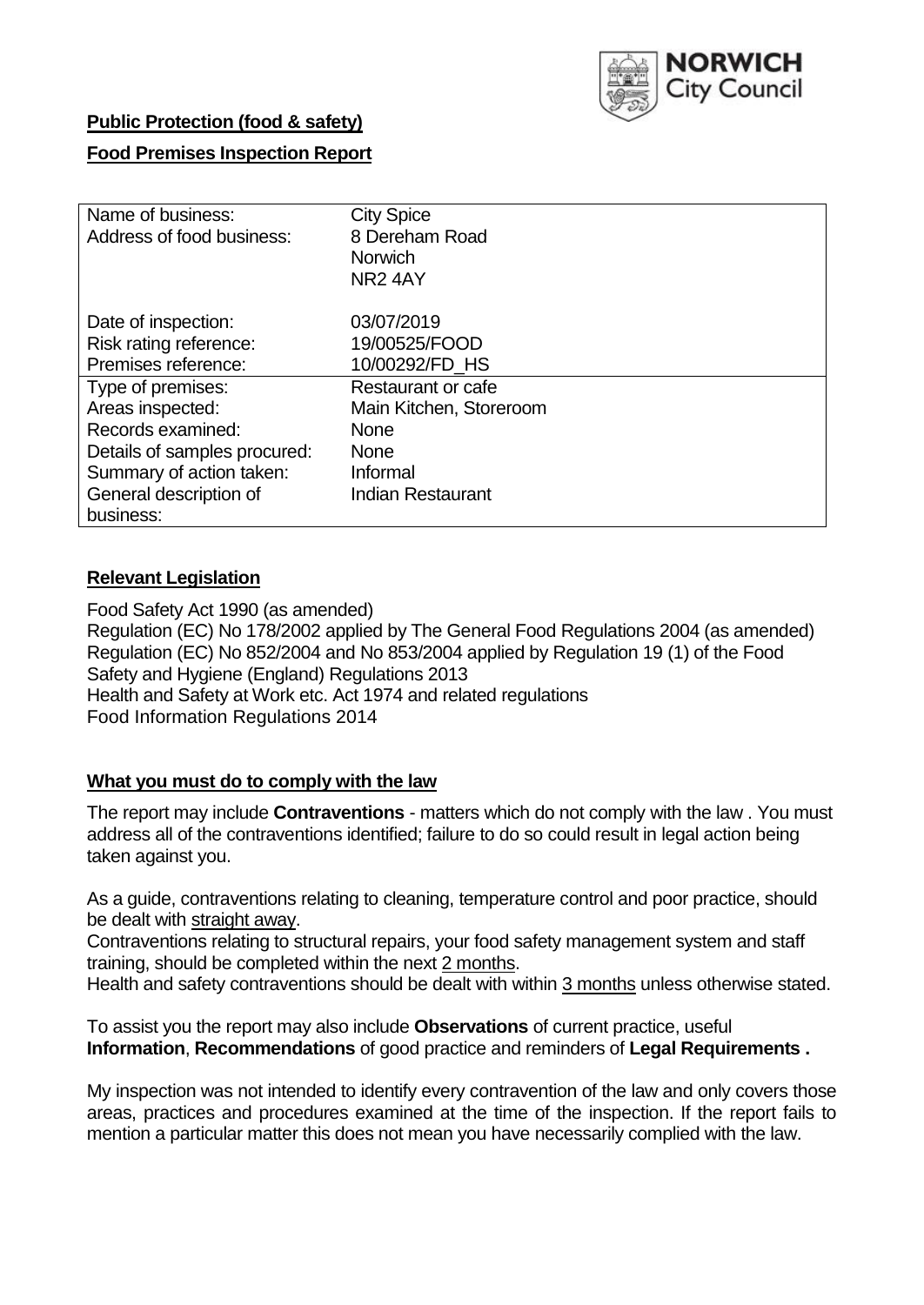NORWICH City Council

**Public Protection (food & safety)**

**Food Premises Inspection Report**

| | |
|---|---|
| Name of business: | City Spice |
| Address of food business: | 8 Dereham Road<br>Norwich<br>NR2 4AY |
| Date of inspection: | 03/07/2019 |
| Risk rating reference: | 19/00525/FOOD |
| Premises reference: | 10/00292/FD_HS |
| Type of premises: | Restaurant or cafe |
| Areas inspected: | Main Kitchen, Storeroom |
| Records examined: | None |
| Details of samples procured: | None |
| Summary of action taken: | Informal |
| General description of business: | Indian Restaurant |

## Relevant Legislation

Food Safety Act 1990 (as amended)
Regulation (EC) No 178/2002 applied by The General Food Regulations 2004 (as amended)
Regulation (EC) No 852/2004 and No 853/2004 applied by Regulation 19 (1) of the Food Safety and Hygiene (England) Regulations 2013
Health and Safety at Work etc. Act 1974 and related regulations
Food Information Regulations 2014

## What you must do to comply with the law

The report may include **Contraventions** - matters which do not comply with the law . You must address all of the contraventions identified; failure to do so could result in legal action being taken against you.

As a guide, contraventions relating to cleaning, temperature control and poor practice, should be dealt with straight away.

Contraventions relating to structural repairs, your food safety management system and staff training, should be completed within the next 2 months.

Health and safety contraventions should be dealt with within 3 months unless otherwise stated.

To assist you the report may also include **Observations** of current practice, useful **Information**, **Recommendations** of good practice and reminders of **Legal Requirements .**

My inspection was not intended to identify every contravention of the law and only covers those areas, practices and procedures examined at the time of the inspection. If the report fails to mention a particular matter this does not mean you have necessarily complied with the law.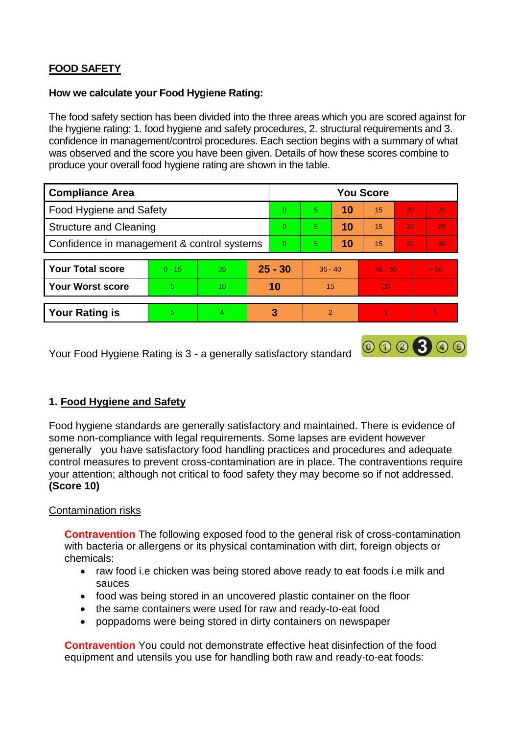## FOOD SAFETY

**How we calculate your Food Hygiene Rating:**

The food safety section has been divided into the three areas which you are scored against for the hygiene rating: 1. food hygiene and safety procedures, 2. structural requirements and 3. confidence in management/control procedures. Each section begins with a summary of what was observed and the score you have been given. Details of how these scores combine to produce your overall food hygiene rating are shown in the table.

| Compliance Area | You Score | | | | | |
|---|---|---|---|---|---|---|
| Food Hygiene and Safety | 0 | 5 | **10** | 15 | 20 | 25 |
| Structure and Cleaning | 0 | 5 | **10** | 15 | 20 | 25 |
| Confidence in management & control systems | 0 | 5 | **10** | 15 | 20 | 30 |

| | | | | | | |
|---|---|---|---|---|---|---|
| **Your Total score** | 0 - 15 | 20 | **25 - 30** | 35 - 40 | 45 - 50 | > 50 |
| **Your Worst score** | 5 | 10 | **10** | 15 | 20 | - |

| | | | | | | |
|---|---|---|---|---|---|---|
| **Your Rating is** | 5 | 4 | **3** | 2 | 1 | 0 |

Your Food Hygiene Rating is 3 - a generally satisfactory standard

### 1. Food Hygiene and Safety

Food hygiene standards are generally satisfactory and maintained. There is evidence of some non-compliance with legal requirements. Some lapses are evident however generally you have satisfactory food handling practices and procedures and adequate control measures to prevent cross-contamination are in place. The contraventions require your attention; although not critical to food safety they may become so if not addressed. **(Score 10)**

Contamination risks

**Contravention** The following exposed food to the general risk of cross-contamination with bacteria or allergens or its physical contamination with dirt, foreign objects or chemicals:

- raw food i.e chicken was being stored above ready to eat foods i.e milk and sauces
- food was being stored in an uncovered plastic container on the floor
- the same containers were used for raw and ready-to-eat food
- poppadoms were being stored in dirty containers on newspaper

**Contravention** You could not demonstrate effective heat disinfection of the food equipment and utensils you use for handling both raw and ready-to-eat foods: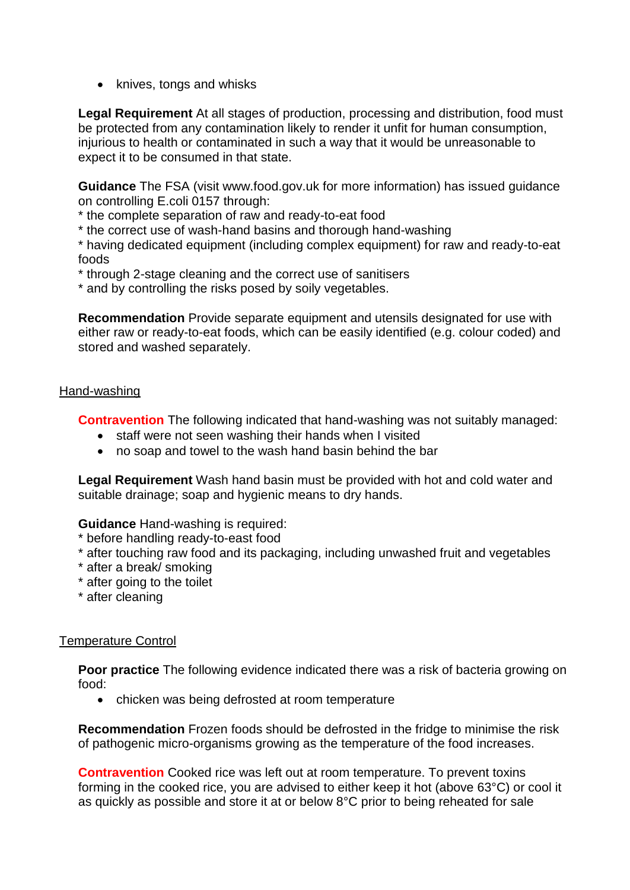- knives, tongs and whisks

**Legal Requirement** At all stages of production, processing and distribution, food must be protected from any contamination likely to render it unfit for human consumption, injurious to health or contaminated in such a way that it would be unreasonable to expect it to be consumed in that state.

**Guidance** The FSA (visit www.food.gov.uk for more information) has issued guidance on controlling E.coli 0157 through:
* the complete separation of raw and ready-to-eat food
* the correct use of wash-hand basins and thorough hand-washing
* having dedicated equipment (including complex equipment) for raw and ready-to-eat foods
* through 2-stage cleaning and the correct use of sanitisers
* and by controlling the risks posed by soily vegetables.

**Recommendation** Provide separate equipment and utensils designated for use with either raw or ready-to-eat foods, which can be easily identified (e.g. colour coded) and stored and washed separately.

Hand-washing

**Contravention** The following indicated that hand-washing was not suitably managed:

- staff were not seen washing their hands when I visited
- no soap and towel to the wash hand basin behind the bar

**Legal Requirement** Wash hand basin must be provided with hot and cold water and suitable drainage; soap and hygienic means to dry hands.

**Guidance** Hand-washing is required:
* before handling ready-to-east food
* after touching raw food and its packaging, including unwashed fruit and vegetables
* after a break/ smoking
* after going to the toilet
* after cleaning

Temperature Control

**Poor practice** The following evidence indicated there was a risk of bacteria growing on food:

- chicken was being defrosted at room temperature

**Recommendation** Frozen foods should be defrosted in the fridge to minimise the risk of pathogenic micro-organisms growing as the temperature of the food increases.

**Contravention** Cooked rice was left out at room temperature. To prevent toxins forming in the cooked rice, you are advised to either keep it hot (above 63°C) or cool it as quickly as possible and store it at or below 8°C prior to being reheated for sale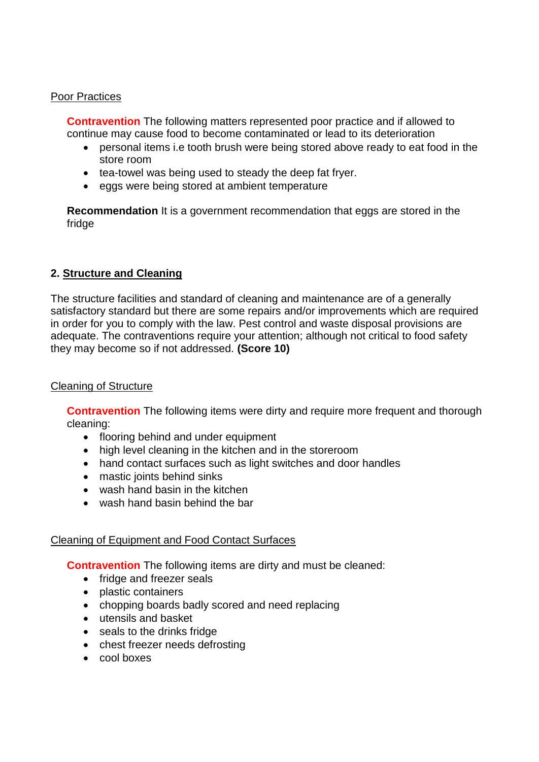Poor Practices

**Contravention** The following matters represented poor practice and if allowed to continue may cause food to become contaminated or lead to its deterioration

- personal items i.e tooth brush were being stored above ready to eat food in the store room
- tea-towel was being used to steady the deep fat fryer.
- eggs were being stored at ambient temperature

**Recommendation** It is a government recommendation that eggs are stored in the fridge

## 2. Structure and Cleaning

The structure facilities and standard of cleaning and maintenance are of a generally satisfactory standard but there are some repairs and/or improvements which are required in order for you to comply with the law. Pest control and waste disposal provisions are adequate. The contraventions require your attention; although not critical to food safety they may become so if not addressed. **(Score 10)**

Cleaning of Structure

**Contravention** The following items were dirty and require more frequent and thorough cleaning:

- flooring behind and under equipment
- high level cleaning in the kitchen and in the storeroom
- hand contact surfaces such as light switches and door handles
- mastic joints behind sinks
- wash hand basin in the kitchen
- wash hand basin behind the bar

Cleaning of Equipment and Food Contact Surfaces

**Contravention** The following items are dirty and must be cleaned:

- fridge and freezer seals
- plastic containers
- chopping boards badly scored and need replacing
- utensils and basket
- seals to the drinks fridge
- chest freezer needs defrosting
- cool boxes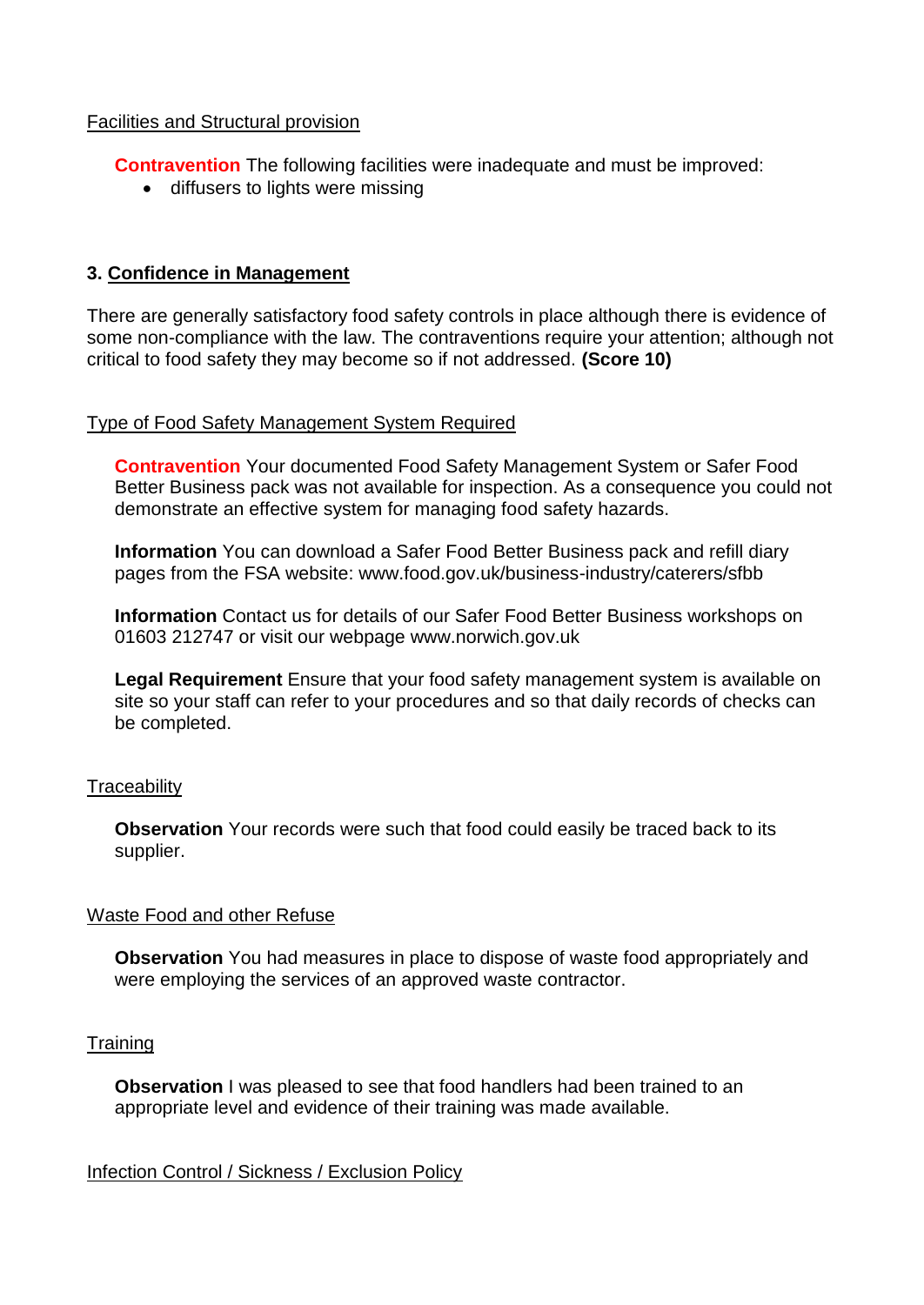Facilities and Structural provision

**Contravention** The following facilities were inadequate and must be improved:

- diffusers to lights were missing

### 3. Confidence in Management

There are generally satisfactory food safety controls in place although there is evidence of some non-compliance with the law. The contraventions require your attention; although not critical to food safety they may become so if not addressed. **(Score 10)**

Type of Food Safety Management System Required

**Contravention** Your documented Food Safety Management System or Safer Food Better Business pack was not available for inspection. As a consequence you could not demonstrate an effective system for managing food safety hazards.

**Information** You can download a Safer Food Better Business pack and refill diary pages from the FSA website: www.food.gov.uk/business-industry/caterers/sfbb

**Information** Contact us for details of our Safer Food Better Business workshops on 01603 212747 or visit our webpage www.norwich.gov.uk

**Legal Requirement** Ensure that your food safety management system is available on site so your staff can refer to your procedures and so that daily records of checks can be completed.

Traceability

**Observation** Your records were such that food could easily be traced back to its supplier.

Waste Food and other Refuse

**Observation** You had measures in place to dispose of waste food appropriately and were employing the services of an approved waste contractor.

Training

**Observation** I was pleased to see that food handlers had been trained to an appropriate level and evidence of their training was made available.

Infection Control / Sickness / Exclusion Policy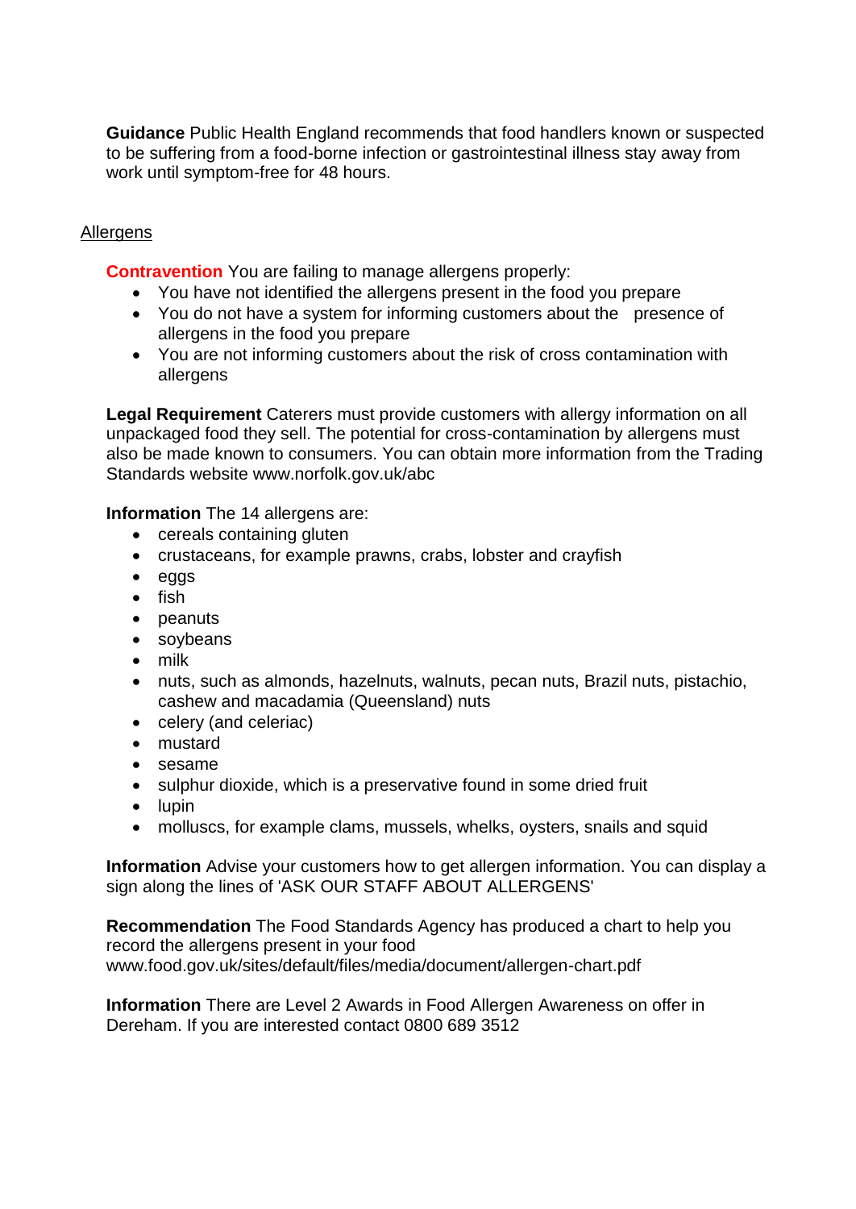**Guidance** Public Health England recommends that food handlers known or suspected to be suffering from a food-borne infection or gastrointestinal illness stay away from work until symptom-free for 48 hours.

## Allergens

**Contravention** You are failing to manage allergens properly:

- You have not identified the allergens present in the food you prepare
- You do not have a system for informing customers about the presence of allergens in the food you prepare
- You are not informing customers about the risk of cross contamination with allergens

**Legal Requirement** Caterers must provide customers with allergy information on all unpackaged food they sell. The potential for cross-contamination by allergens must also be made known to consumers. You can obtain more information from the Trading Standards website www.norfolk.gov.uk/abc

**Information** The 14 allergens are:

- cereals containing gluten
- crustaceans, for example prawns, crabs, lobster and crayfish
- eggs
- fish
- peanuts
- soybeans
- milk
- nuts, such as almonds, hazelnuts, walnuts, pecan nuts, Brazil nuts, pistachio, cashew and macadamia (Queensland) nuts
- celery (and celeriac)
- mustard
- sesame
- sulphur dioxide, which is a preservative found in some dried fruit
- lupin
- molluscs, for example clams, mussels, whelks, oysters, snails and squid

**Information** Advise your customers how to get allergen information. You can display a sign along the lines of 'ASK OUR STAFF ABOUT ALLERGENS'

**Recommendation** The Food Standards Agency has produced a chart to help you record the allergens present in your food www.food.gov.uk/sites/default/files/media/document/allergen-chart.pdf

**Information** There are Level 2 Awards in Food Allergen Awareness on offer in Dereham. If you are interested contact 0800 689 3512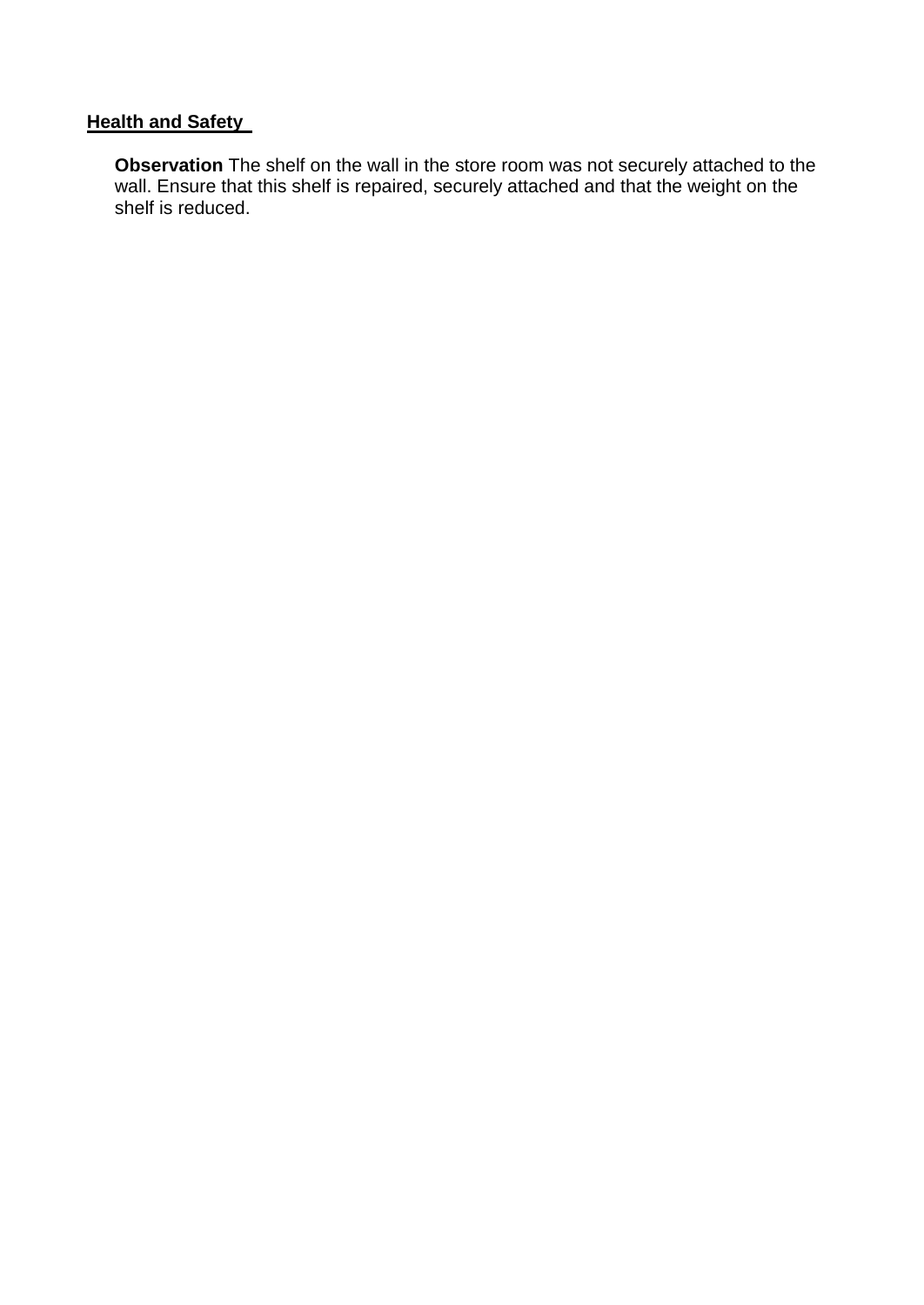**Health and Safety**

**Observation** The shelf on the wall in the store room was not securely attached to the wall. Ensure that this shelf is repaired, securely attached and that the weight on the shelf is reduced.